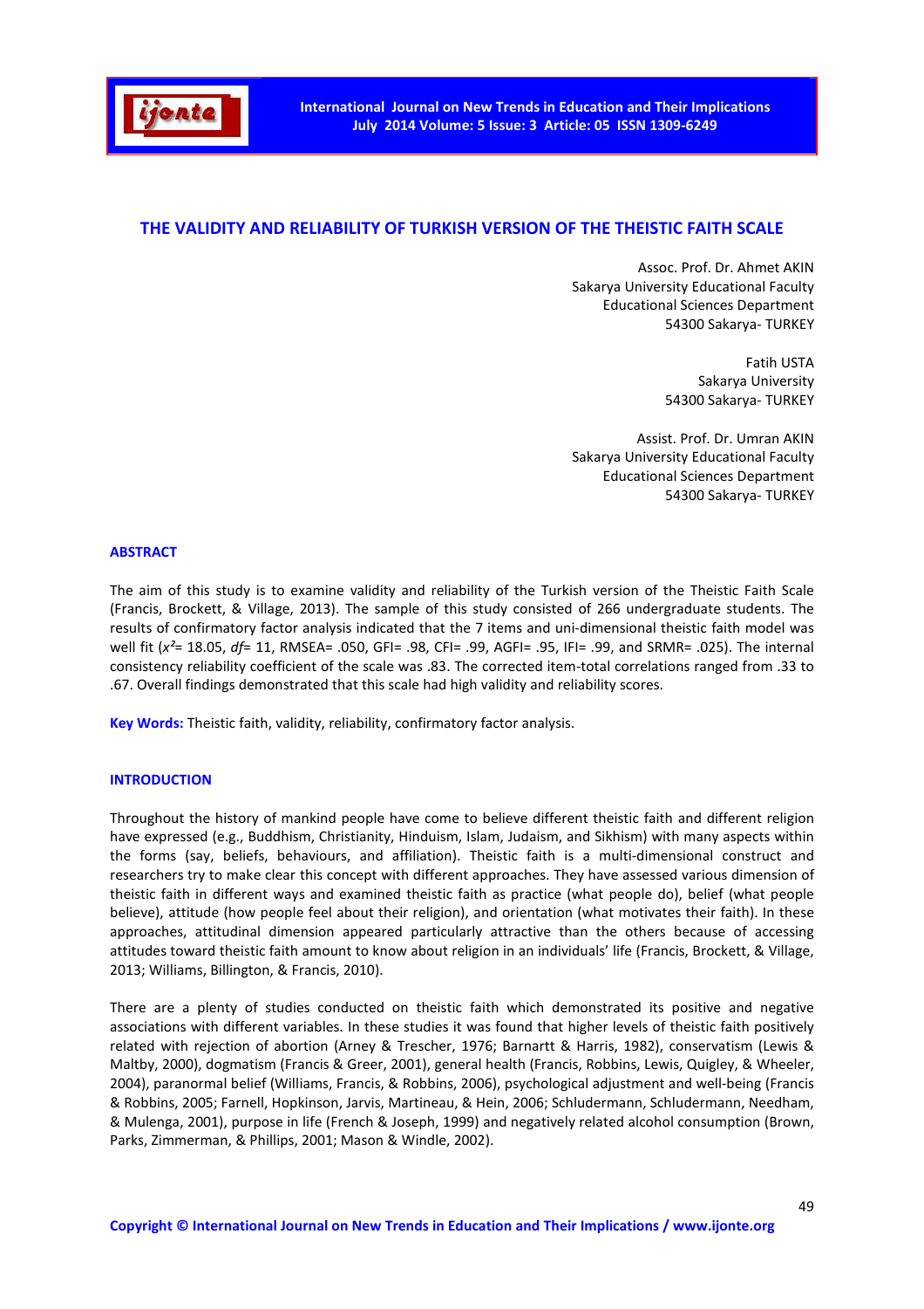# THE VALIDITY AND RELIABILITY OF TURKISH VERSION OF THE THEISTIC FAITH SCALE

Assoc. Prof. Dr. Ahmet AKIN
Sakarya University Educational Faculty
Educational Sciences Department
54300 Sakarya- TURKEY

Fatih USTA
Sakarya University
54300 Sakarya- TURKEY

Assist. Prof. Dr. Umran AKIN
Sakarya University Educational Faculty
Educational Sciences Department
54300 Sakarya- TURKEY

## ABSTRACT

The aim of this study is to examine validity and reliability of the Turkish version of the Theistic Faith Scale (Francis, Brockett, & Village, 2013). The sample of this study consisted of 266 undergraduate students. The results of confirmatory factor analysis indicated that the 7 items and uni-dimensional theistic faith model was well fit ($x^2$= 18.05, *df*= 11, RMSEA= .050, GFI= .98, CFI= .99, AGFI= .95, IFI= .99, and SRMR= .025). The internal consistency reliability coefficient of the scale was .83. The corrected item-total correlations ranged from .33 to .67. Overall findings demonstrated that this scale had high validity and reliability scores.

**Key Words:** Theistic faith, validity, reliability, confirmatory factor analysis.

## INTRODUCTION

Throughout the history of mankind people have come to believe different theistic faith and different religion have expressed (e.g., Buddhism, Christianity, Hinduism, Islam, Judaism, and Sikhism) with many aspects within the forms (say, beliefs, behaviours, and affiliation). Theistic faith is a multi-dimensional construct and researchers try to make clear this concept with different approaches. They have assessed various dimension of theistic faith in different ways and examined theistic faith as practice (what people do), belief (what people believe), attitude (how people feel about their religion), and orientation (what motivates their faith). In these approaches, attitudinal dimension appeared particularly attractive than the others because of accessing attitudes toward theistic faith amount to know about religion in an individuals' life (Francis, Brockett, & Village, 2013; Williams, Billington, & Francis, 2010).

There are a plenty of studies conducted on theistic faith which demonstrated its positive and negative associations with different variables. In these studies it was found that higher levels of theistic faith positively related with rejection of abortion (Arney & Trescher, 1976; Barnartt & Harris, 1982), conservatism (Lewis & Maltby, 2000), dogmatism (Francis & Greer, 2001), general health (Francis, Robbins, Lewis, Quigley, & Wheeler, 2004), paranormal belief (Williams, Francis, & Robbins, 2006), psychological adjustment and well-being (Francis & Robbins, 2005; Farnell, Hopkinson, Jarvis, Martineau, & Hein, 2006; Schludermann, Schludermann, Needham, & Mulenga, 2001), purpose in life (French & Joseph, 1999) and negatively related alcohol consumption (Brown, Parks, Zimmerman, & Phillips, 2001; Mason & Windle, 2002).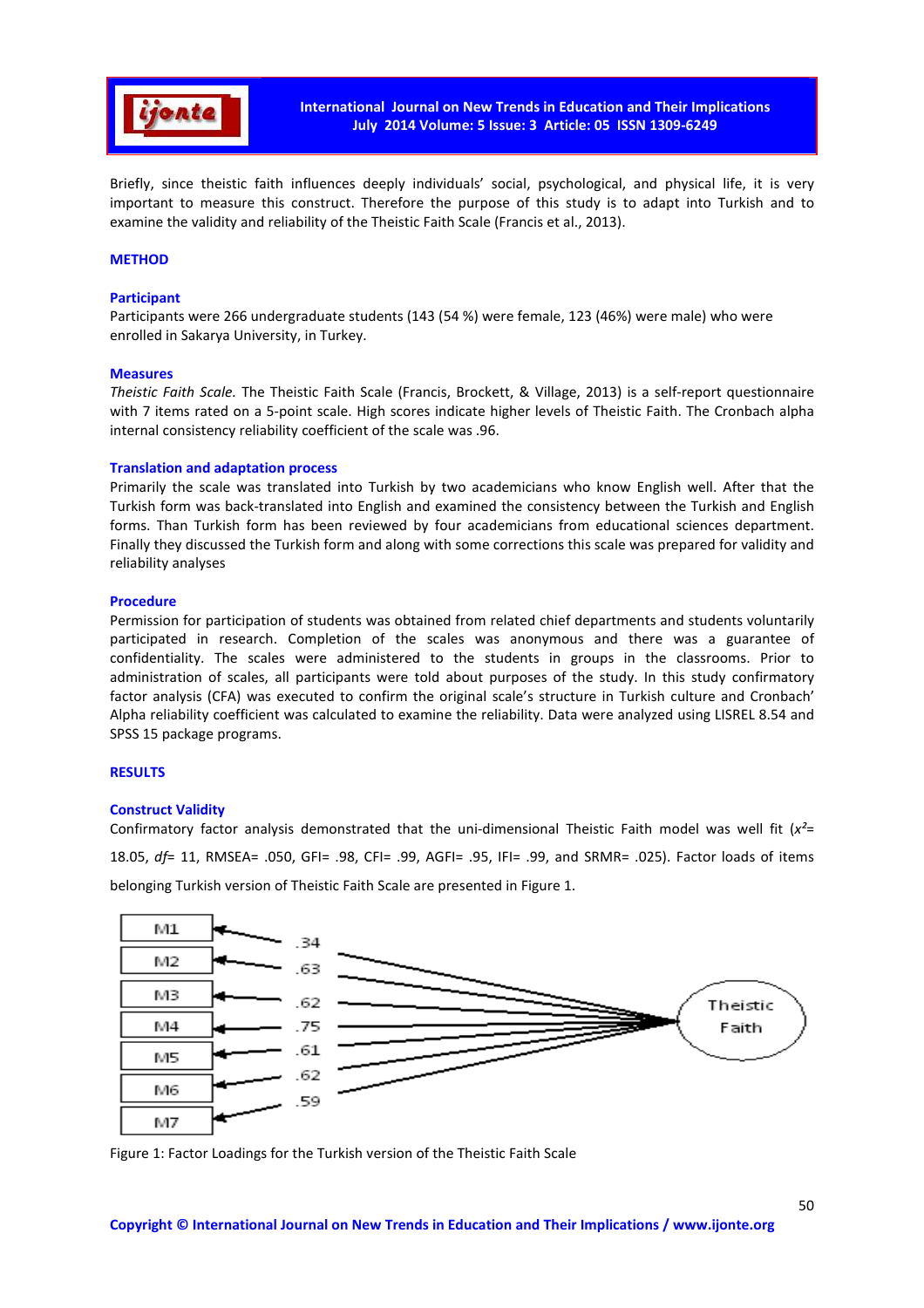Briefly, since theistic faith influences deeply individuals' social, psychological, and physical life, it is very important to measure this construct. Therefore the purpose of this study is to adapt into Turkish and to examine the validity and reliability of the Theistic Faith Scale (Francis et al., 2013).

## METHOD

### Participant

Participants were 266 undergraduate students (143 (54 %) were female, 123 (46%) were male) who were enrolled in Sakarya University, in Turkey.

### Measures

*Theistic Faith Scale.* The Theistic Faith Scale (Francis, Brockett, & Village, 2013) is a self-report questionnaire with 7 items rated on a 5-point scale. High scores indicate higher levels of Theistic Faith. The Cronbach alpha internal consistency reliability coefficient of the scale was .96.

### Translation and adaptation process

Primarily the scale was translated into Turkish by two academicians who know English well. After that the Turkish form was back-translated into English and examined the consistency between the Turkish and English forms. Than Turkish form has been reviewed by four academicians from educational sciences department. Finally they discussed the Turkish form and along with some corrections this scale was prepared for validity and reliability analyses

### Procedure

Permission for participation of students was obtained from related chief departments and students voluntarily participated in research. Completion of the scales was anonymous and there was a guarantee of confidentiality. The scales were administered to the students in groups in the classrooms. Prior to administration of scales, all participants were told about purposes of the study. In this study confirmatory factor analysis (CFA) was executed to confirm the original scale's structure in Turkish culture and Cronbach' Alpha reliability coefficient was calculated to examine the reliability. Data were analyzed using LISREL 8.54 and SPSS 15 package programs.

## RESULTS

### Construct Validity

Confirmatory factor analysis demonstrated that the uni-dimensional Theistic Faith model was well fit ($x^2$= 18.05, *df*= 11, RMSEA= .050, GFI= .98, CFI= .99, AGFI= .95, IFI= .99, and SRMR= .025). Factor loads of items belonging Turkish version of Theistic Faith Scale are presented in Figure 1.

| Item | Loading |
|---|---|
| M1 | .34 |
| M2 | .63 |
| M3 | .62 |
| M4 | .75 |
| M5 | .61 |
| M6 | .62 |
| M7 | .59 |

Figure 1: Factor Loadings for the Turkish version of the Theistic Faith Scale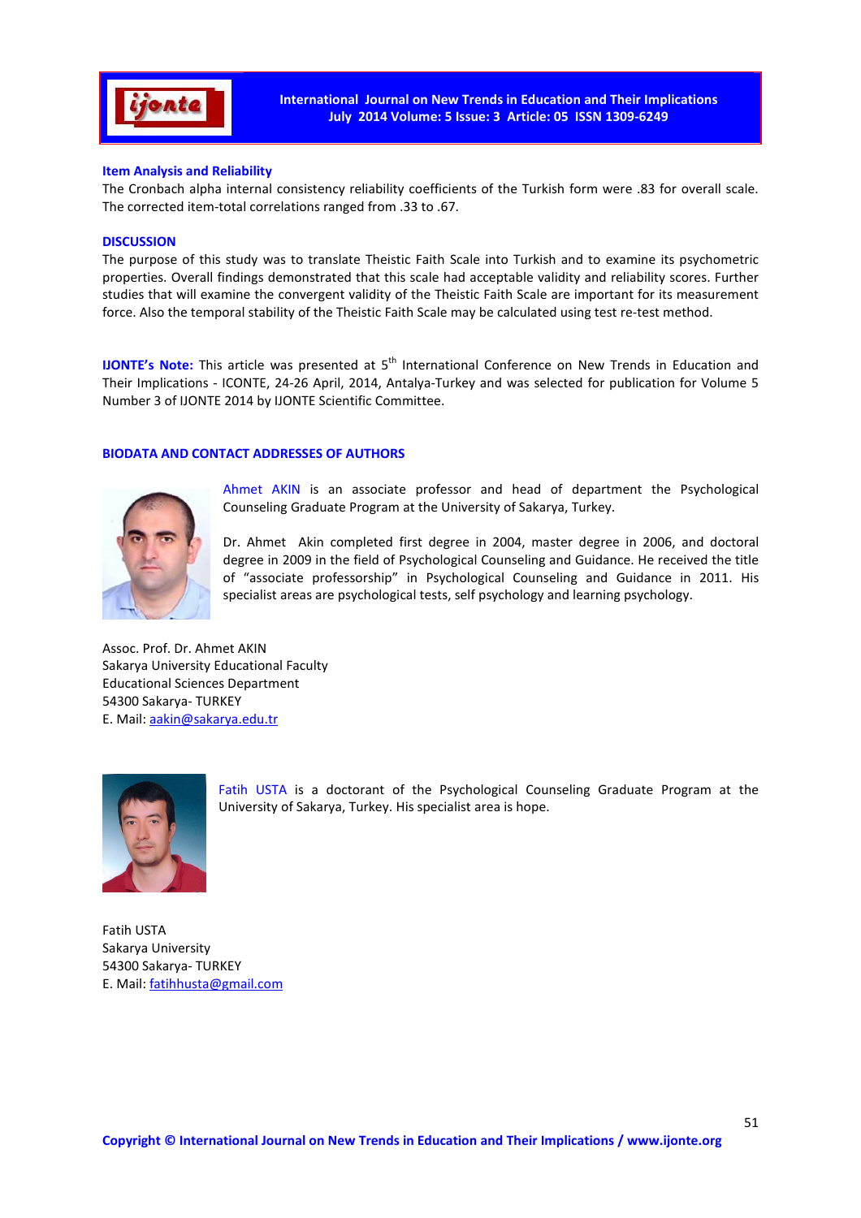### Item Analysis and Reliability

The Cronbach alpha internal consistency reliability coefficients of the Turkish form were .83 for overall scale. The corrected item-total correlations ranged from .33 to .67.

## DISCUSSION

The purpose of this study was to translate Theistic Faith Scale into Turkish and to examine its psychometric properties. Overall findings demonstrated that this scale had acceptable validity and reliability scores. Further studies that will examine the convergent validity of the Theistic Faith Scale are important for its measurement force. Also the temporal stability of the Theistic Faith Scale may be calculated using test re-test method.

**IJONTE's Note:** This article was presented at 5th International Conference on New Trends in Education and Their Implications - ICONTE, 24-26 April, 2014, Antalya-Turkey and was selected for publication for Volume 5 Number 3 of IJONTE 2014 by IJONTE Scientific Committee.

## BIODATA AND CONTACT ADDRESSES OF AUTHORS

Ahmet AKIN is an associate professor and head of department the Psychological Counseling Graduate Program at the University of Sakarya, Turkey.

Dr. Ahmet Akin completed first degree in 2004, master degree in 2006, and doctoral degree in 2009 in the field of Psychological Counseling and Guidance. He received the title of "associate professorship" in Psychological Counseling and Guidance in 2011. His specialist areas are psychological tests, self psychology and learning psychology.

Assoc. Prof. Dr. Ahmet AKIN
Sakarya University Educational Faculty
Educational Sciences Department
54300 Sakarya- TURKEY
E. Mail: aakin@sakarya.edu.tr

Fatih USTA is a doctorant of the Psychological Counseling Graduate Program at the University of Sakarya, Turkey. His specialist area is hope.

Fatih USTA
Sakarya University
54300 Sakarya- TURKEY
E. Mail: fatihhusta@gmail.com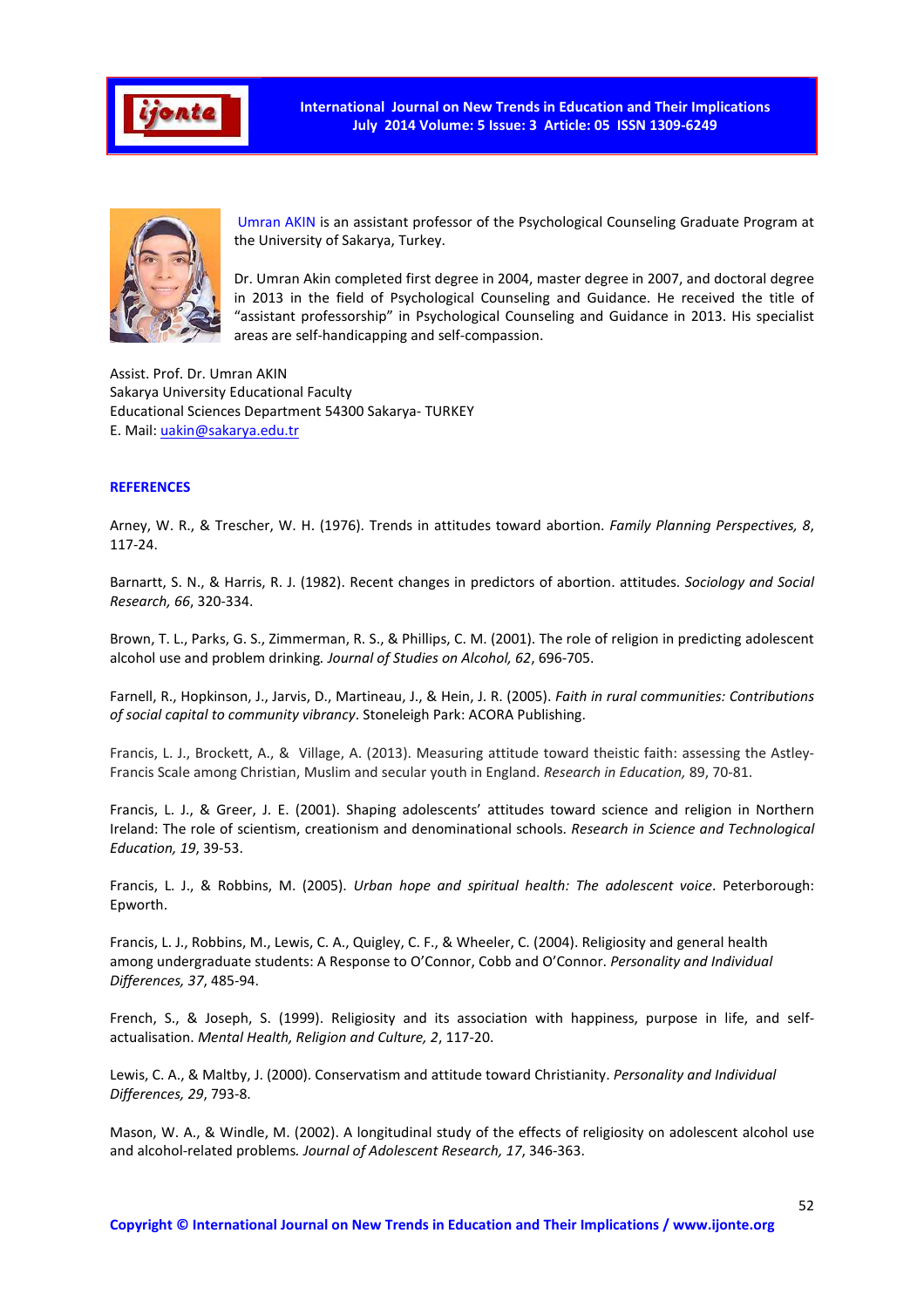Umran AKIN is an assistant professor of the Psychological Counseling Graduate Program at the University of Sakarya, Turkey.

Dr. Umran Akin completed first degree in 2004, master degree in 2007, and doctoral degree in 2013 in the field of Psychological Counseling and Guidance. He received the title of "assistant professorship" in Psychological Counseling and Guidance in 2013. His specialist areas are self-handicapping and self-compassion.

Assist. Prof. Dr. Umran AKIN
Sakarya University Educational Faculty
Educational Sciences Department 54300 Sakarya- TURKEY
E. Mail: uakin@sakarya.edu.tr

## REFERENCES

Arney, W. R., & Trescher, W. H. (1976). Trends in attitudes toward abortion. *Family Planning Perspectives, 8*, 117-24.

Barnartt, S. N., & Harris, R. J. (1982). Recent changes in predictors of abortion. attitudes. *Sociology and Social Research, 66*, 320-334.

Brown, T. L., Parks, G. S., Zimmerman, R. S., & Phillips, C. M. (2001). The role of religion in predicting adolescent alcohol use and problem drinking. *Journal of Studies on Alcohol, 62*, 696-705.

Farnell, R., Hopkinson, J., Jarvis, D., Martineau, J., & Hein, J. R. (2005). *Faith in rural communities: Contributions of social capital to community vibrancy*. Stoneleigh Park: ACORA Publishing.

Francis, L. J., Brockett, A., & Village, A. (2013). Measuring attitude toward theistic faith: assessing the Astley-Francis Scale among Christian, Muslim and secular youth in England. *Research in Education,* 89, 70-81.

Francis, L. J., & Greer, J. E. (2001). Shaping adolescents' attitudes toward science and religion in Northern Ireland: The role of scientism, creationism and denominational schools. *Research in Science and Technological Education, 19*, 39-53.

Francis, L. J., & Robbins, M. (2005). *Urban hope and spiritual health: The adolescent voice*. Peterborough: Epworth.

Francis, L. J., Robbins, M., Lewis, C. A., Quigley, C. F., & Wheeler, C. (2004). Religiosity and general health among undergraduate students: A Response to O'Connor, Cobb and O'Connor. *Personality and Individual Differences, 37*, 485-94.

French, S., & Joseph, S. (1999). Religiosity and its association with happiness, purpose in life, and self-actualisation. *Mental Health, Religion and Culture, 2*, 117-20.

Lewis, C. A., & Maltby, J. (2000). Conservatism and attitude toward Christianity. *Personality and Individual Differences, 29*, 793-8.

Mason, W. A., & Windle, M. (2002). A longitudinal study of the effects of religiosity on adolescent alcohol use and alcohol-related problems. *Journal of Adolescent Research, 17*, 346-363.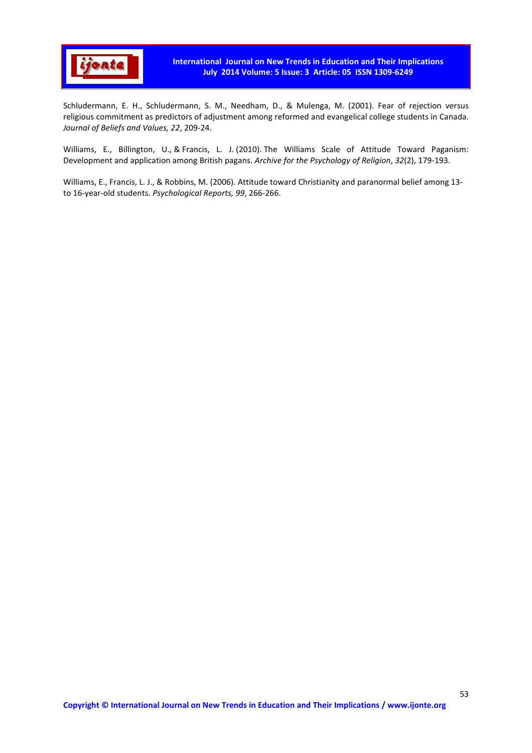Schludermann, E. H., Schludermann, S. M., Needham, D., & Mulenga, M. (2001). Fear of rejection versus religious commitment as predictors of adjustment among reformed and evangelical college students in Canada. *Journal of Beliefs and Values, 22*, 209-24.

Williams, E., Billington, U., & Francis, L. J. (2010). The Williams Scale of Attitude Toward Paganism: Development and application among British pagans. *Archive for the Psychology of Religion*, *32*(2), 179-193.

Williams, E., Francis, L. J., & Robbins, M. (2006). Attitude toward Christianity and paranormal belief among 13- to 16-year-old students. *Psychological Reports, 99*, 266-266.